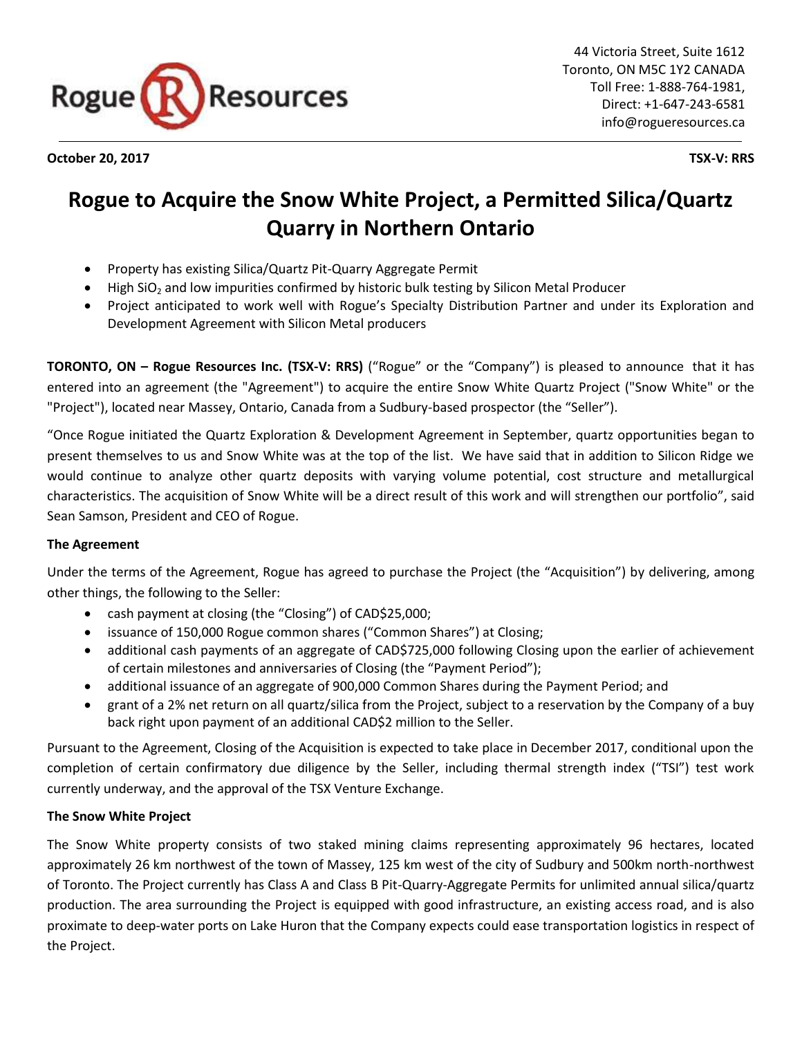Rogue Resources

44 Victoria Street, Suite 1612
Toronto, ON M5C 1Y2 CANADA
Toll Free: 1-888-764-1981,
Direct: +1-647-243-6581
info@rogueresources.ca

**October 20, 2017** **TSX-V: RRS**

# Rogue to Acquire the Snow White Project, a Permitted Silica/Quartz Quarry in Northern Ontario

- Property has existing Silica/Quartz Pit-Quarry Aggregate Permit
- High $SiO_2$ and low impurities confirmed by historic bulk testing by Silicon Metal Producer
- Project anticipated to work well with Rogue's Specialty Distribution Partner and under its Exploration and Development Agreement with Silicon Metal producers

**TORONTO, ON – Rogue Resources Inc. (TSX-V: RRS)** ("Rogue" or the "Company") is pleased to announce that it has entered into an agreement (the "Agreement") to acquire the entire Snow White Quartz Project ("Snow White" or the "Project"), located near Massey, Ontario, Canada from a Sudbury-based prospector (the "Seller").

"Once Rogue initiated the Quartz Exploration & Development Agreement in September, quartz opportunities began to present themselves to us and Snow White was at the top of the list. We have said that in addition to Silicon Ridge we would continue to analyze other quartz deposits with varying volume potential, cost structure and metallurgical characteristics. The acquisition of Snow White will be a direct result of this work and will strengthen our portfolio", said Sean Samson, President and CEO of Rogue.

**The Agreement**

Under the terms of the Agreement, Rogue has agreed to purchase the Project (the "Acquisition") by delivering, among other things, the following to the Seller:

- cash payment at closing (the "Closing") of CAD$25,000;
- issuance of 150,000 Rogue common shares ("Common Shares") at Closing;
- additional cash payments of an aggregate of CAD$725,000 following Closing upon the earlier of achievement of certain milestones and anniversaries of Closing (the "Payment Period");
- additional issuance of an aggregate of 900,000 Common Shares during the Payment Period; and
- grant of a 2% net return on all quartz/silica from the Project, subject to a reservation by the Company of a buy back right upon payment of an additional CAD$2 million to the Seller.

Pursuant to the Agreement, Closing of the Acquisition is expected to take place in December 2017, conditional upon the completion of certain confirmatory due diligence by the Seller, including thermal strength index ("TSI") test work currently underway, and the approval of the TSX Venture Exchange.

**The Snow White Project**

The Snow White property consists of two staked mining claims representing approximately 96 hectares, located approximately 26 km northwest of the town of Massey, 125 km west of the city of Sudbury and 500km north-northwest of Toronto. The Project currently has Class A and Class B Pit-Quarry-Aggregate Permits for unlimited annual silica/quartz production. The area surrounding the Project is equipped with good infrastructure, an existing access road, and is also proximate to deep-water ports on Lake Huron that the Company expects could ease transportation logistics in respect of the Project.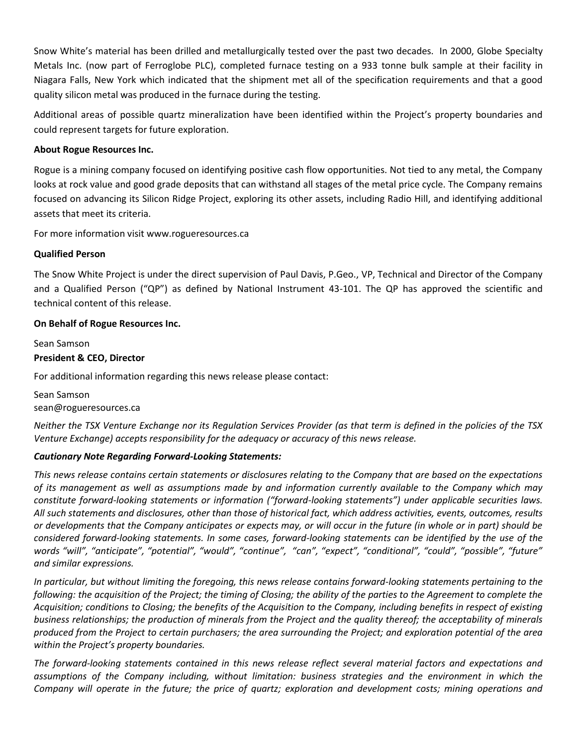Snow White's material has been drilled and metallurgically tested over the past two decades. In 2000, Globe Specialty Metals Inc. (now part of Ferroglobe PLC), completed furnace testing on a 933 tonne bulk sample at their facility in Niagara Falls, New York which indicated that the shipment met all of the specification requirements and that a good quality silicon metal was produced in the furnace during the testing.

Additional areas of possible quartz mineralization have been identified within the Project's property boundaries and could represent targets for future exploration.

**About Rogue Resources Inc.**

Rogue is a mining company focused on identifying positive cash flow opportunities. Not tied to any metal, the Company looks at rock value and good grade deposits that can withstand all stages of the metal price cycle. The Company remains focused on advancing its Silicon Ridge Project, exploring its other assets, including Radio Hill, and identifying additional assets that meet its criteria.

For more information visit www.rogueresources.ca

**Qualified Person**

The Snow White Project is under the direct supervision of Paul Davis, P.Geo., VP, Technical and Director of the Company and a Qualified Person ("QP") as defined by National Instrument 43-101. The QP has approved the scientific and technical content of this release.

**On Behalf of Rogue Resources Inc.**

Sean Samson
**President & CEO, Director**

For additional information regarding this news release please contact:

Sean Samson
sean@rogueresources.ca

*Neither the TSX Venture Exchange nor its Regulation Services Provider (as that term is defined in the policies of the TSX Venture Exchange) accepts responsibility for the adequacy or accuracy of this news release.*

***Cautionary Note Regarding Forward-Looking Statements:***

*This news release contains certain statements or disclosures relating to the Company that are based on the expectations of its management as well as assumptions made by and information currently available to the Company which may constitute forward-looking statements or information ("forward-looking statements") under applicable securities laws. All such statements and disclosures, other than those of historical fact, which address activities, events, outcomes, results or developments that the Company anticipates or expects may, or will occur in the future (in whole or in part) should be considered forward-looking statements. In some cases, forward-looking statements can be identified by the use of the words "will", "anticipate", "potential", "would", "continue", "can", "expect", "conditional", "could", "possible", "future" and similar expressions.*

*In particular, but without limiting the foregoing, this news release contains forward-looking statements pertaining to the following: the acquisition of the Project; the timing of Closing; the ability of the parties to the Agreement to complete the Acquisition; conditions to Closing; the benefits of the Acquisition to the Company, including benefits in respect of existing business relationships; the production of minerals from the Project and the quality thereof; the acceptability of minerals produced from the Project to certain purchasers; the area surrounding the Project; and exploration potential of the area within the Project's property boundaries.*

*The forward-looking statements contained in this news release reflect several material factors and expectations and assumptions of the Company including, without limitation: business strategies and the environment in which the Company will operate in the future; the price of quartz; exploration and development costs; mining operations and*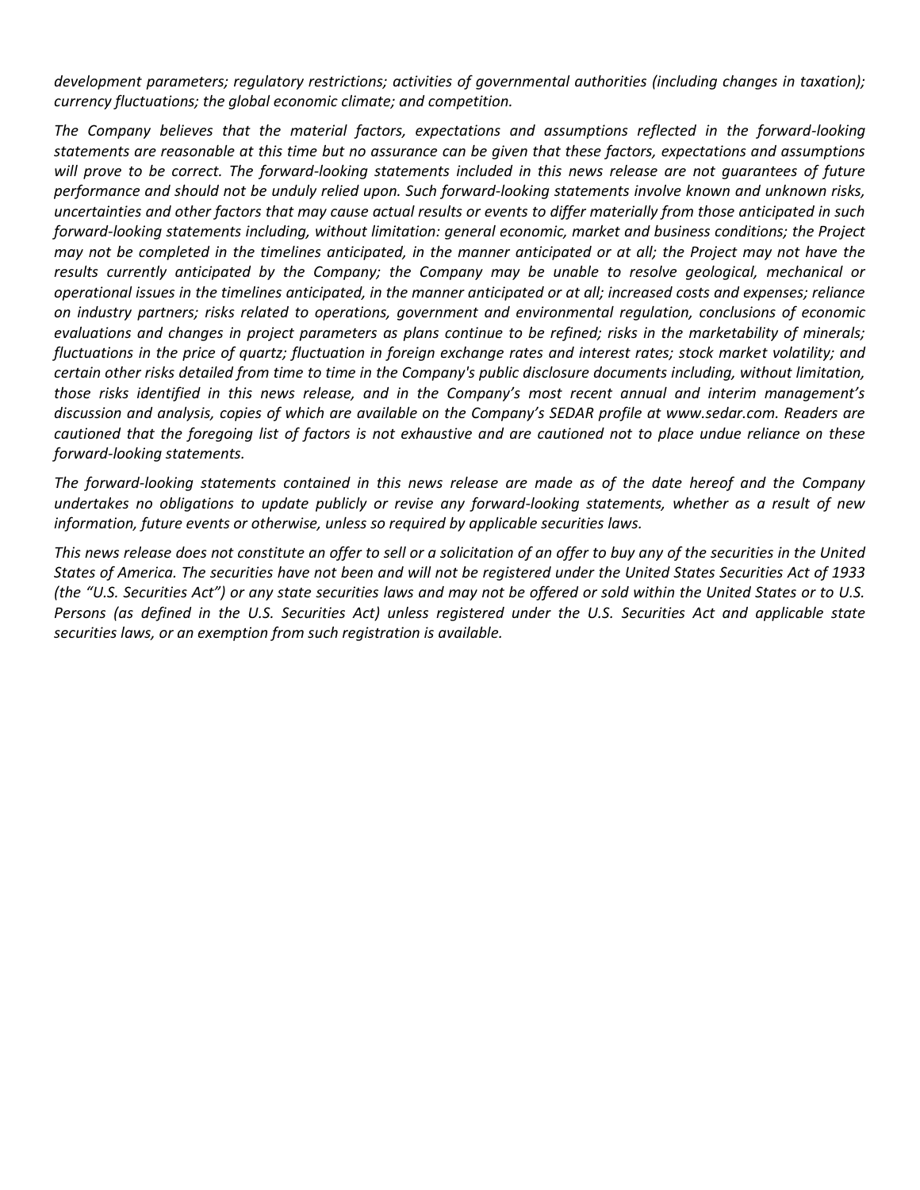*development parameters; regulatory restrictions; activities of governmental authorities (including changes in taxation); currency fluctuations; the global economic climate; and competition.*

*The Company believes that the material factors, expectations and assumptions reflected in the forward-looking statements are reasonable at this time but no assurance can be given that these factors, expectations and assumptions will prove to be correct. The forward-looking statements included in this news release are not guarantees of future performance and should not be unduly relied upon. Such forward-looking statements involve known and unknown risks, uncertainties and other factors that may cause actual results or events to differ materially from those anticipated in such forward-looking statements including, without limitation: general economic, market and business conditions; the Project may not be completed in the timelines anticipated, in the manner anticipated or at all; the Project may not have the results currently anticipated by the Company; the Company may be unable to resolve geological, mechanical or operational issues in the timelines anticipated, in the manner anticipated or at all; increased costs and expenses; reliance on industry partners; risks related to operations, government and environmental regulation, conclusions of economic evaluations and changes in project parameters as plans continue to be refined; risks in the marketability of minerals; fluctuations in the price of quartz; fluctuation in foreign exchange rates and interest rates; stock market volatility; and certain other risks detailed from time to time in the Company's public disclosure documents including, without limitation, those risks identified in this news release, and in the Company's most recent annual and interim management's discussion and analysis, copies of which are available on the Company's SEDAR profile at www.sedar.com. Readers are cautioned that the foregoing list of factors is not exhaustive and are cautioned not to place undue reliance on these forward-looking statements.*

*The forward-looking statements contained in this news release are made as of the date hereof and the Company undertakes no obligations to update publicly or revise any forward-looking statements, whether as a result of new information, future events or otherwise, unless so required by applicable securities laws.*

*This news release does not constitute an offer to sell or a solicitation of an offer to buy any of the securities in the United States of America. The securities have not been and will not be registered under the United States Securities Act of 1933 (the "U.S. Securities Act") or any state securities laws and may not be offered or sold within the United States or to U.S. Persons (as defined in the U.S. Securities Act) unless registered under the U.S. Securities Act and applicable state securities laws, or an exemption from such registration is available.*